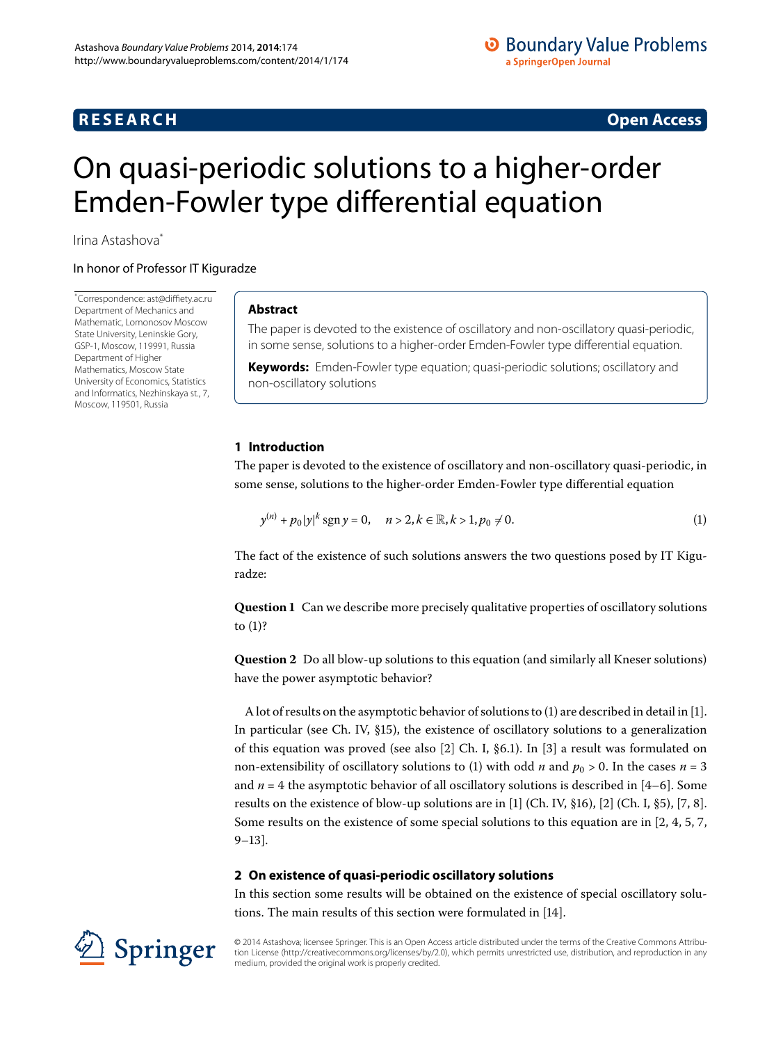# On quasi-periodic solutions to a higher-order Emden-Fowler type differential equation

Irina Astashova*

In honor of Professor IT Kiguradze

*Correspondence: ast@diffiety.ac.ru
Department of Mechanics and Mathematic, Lomonosov Moscow State University, Leninskie Gory, GSP-1, Moscow, 119991, Russia
Department of Higher Mathematics, Moscow State University of Economics, Statistics and Informatics, Nezhinskaya st., 7, Moscow, 119501, Russia

## Abstract

The paper is devoted to the existence of oscillatory and non-oscillatory quasi-periodic, in some sense, solutions to a higher-order Emden-Fowler type differential equation.

**Keywords:** Emden-Fowler type equation; quasi-periodic solutions; oscillatory and non-oscillatory solutions

## 1 Introduction

The paper is devoted to the existence of oscillatory and non-oscillatory quasi-periodic, in some sense, solutions to the higher-order Emden-Fowler type differential equation

$$y^{(n)} + p_0|y|^k \operatorname{sgn} y = 0, \quad n > 2, k \in \mathbb{R}, k > 1, p_0 \neq 0. \tag{1}$$

The fact of the existence of such solutions answers the two questions posed by IT Kiguradze:

**Question 1** Can we describe more precisely qualitative properties of oscillatory solutions to (1)?

**Question 2** Do all blow-up solutions to this equation (and similarly all Kneser solutions) have the power asymptotic behavior?

A lot of results on the asymptotic behavior of solutions to (1) are described in detail in [1]. In particular (see Ch. IV, §15), the existence of oscillatory solutions to a generalization of this equation was proved (see also [2] Ch. I, §6.1). In [3] a result was formulated on non-extensibility of oscillatory solutions to (1) with odd $n$ and $p_0 > 0$. In the cases $n = 3$ and $n = 4$ the asymptotic behavior of all oscillatory solutions is described in [4–6]. Some results on the existence of blow-up solutions are in [1] (Ch. IV, §16), [2] (Ch. I, §5), [7, 8]. Some results on the existence of some special solutions to this equation are in [2, 4, 5, 7, 9–13].

## 2 On existence of quasi-periodic oscillatory solutions

In this section some results will be obtained on the existence of special oscillatory solutions. The main results of this section were formulated in [14].

© 2014 Astashova; licensee Springer. This is an Open Access article distributed under the terms of the Creative Commons Attribution License (http://creativecommons.org/licenses/by/2.0), which permits unrestricted use, distribution, and reproduction in any medium, provided the original work is properly credited.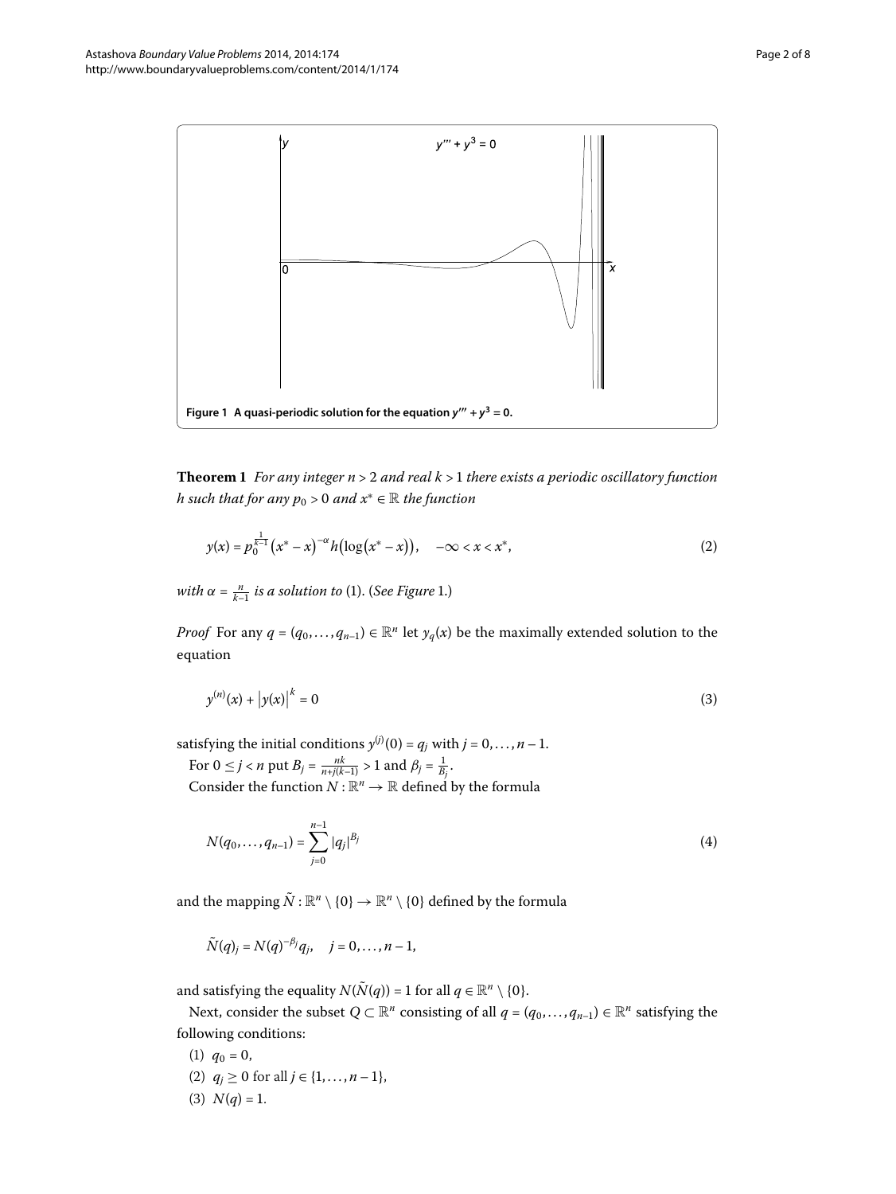Figure 1 A quasi-periodic solution for the equation $y''' + y^3 = 0$.

**Theorem 1** *For any integer $n > 2$ and real $k > 1$ there exists a periodic oscillatory function $h$ such that for any $p_0 > 0$ and $x^* \in \mathbb{R}$ the function*

$$y(x) = p_0^{\frac{1}{k-1}} (x^* - x)^{-\alpha} h(\log(x^* - x)), \quad -\infty < x < x^*, \tag{2}$$

*with $\alpha = \frac{n}{k-1}$ is a solution to* (1). (*See Figure* 1.)

*Proof* For any $q = (q_0, \ldots, q_{n-1}) \in \mathbb{R}^n$ let $y_q(x)$ be the maximally extended solution to the equation

$$y^{(n)}(x) + |y(x)|^k = 0 \tag{3}$$

satisfying the initial conditions $y^{(j)}(0) = q_j$ with $j = 0, \ldots, n-1$.

For $0 \le j < n$ put $B_j = \frac{nk}{n+j(k-1)} > 1$ and $\beta_j = \frac{1}{B_j}$.

Consider the function $N : \mathbb{R}^n \to \mathbb{R}$ defined by the formula

$$N(q_0, \ldots, q_{n-1}) = \sum_{j=0}^{n-1} |q_j|^{B_j} \tag{4}$$

and the mapping $\tilde{N} : \mathbb{R}^n \setminus \{0\} \to \mathbb{R}^n \setminus \{0\}$ defined by the formula

$$\tilde{N}(q)_j = N(q)^{-\beta_j} q_j, \quad j = 0, \ldots, n-1,$$

and satisfying the equality $N(\tilde{N}(q)) = 1$ for all $q \in \mathbb{R}^n \setminus \{0\}$.

Next, consider the subset $Q \subset \mathbb{R}^n$ consisting of all $q = (q_0, \ldots, q_{n-1}) \in \mathbb{R}^n$ satisfying the following conditions:

(1) $q_0 = 0$,

(2) $q_j \ge 0$ for all $j \in \{1, \ldots, n-1\}$,

(3) $N(q) = 1$.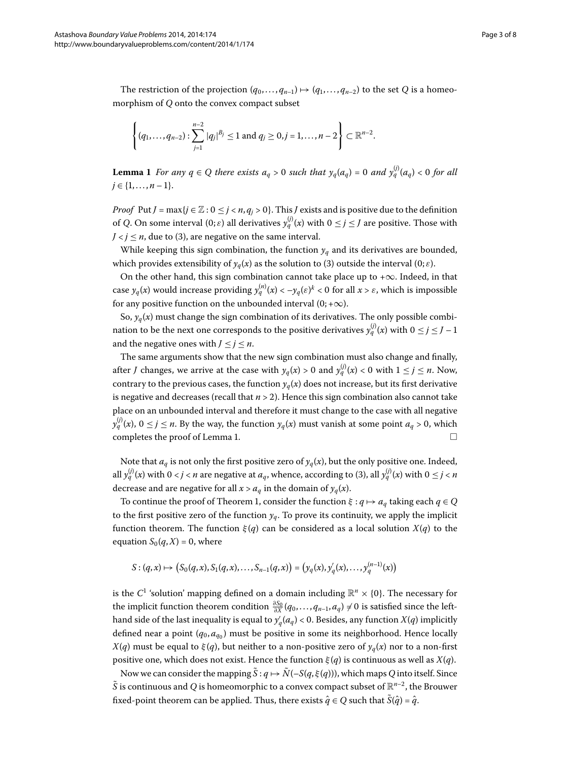The restriction of the projection $(q_0, \dots, q_{n-1}) \mapsto (q_1, \dots, q_{n-2})$ to the set $Q$ is a homeomorphism of $Q$ onto the convex compact subset

$$\left\{ (q_1, \dots, q_{n-2}) : \sum_{j=1}^{n-2} |q_j|^{B_j} \le 1 \text{ and } q_j \ge 0, j = 1, \dots, n-2 \right\} \subset \mathbb{R}^{n-2}.$$

**Lemma 1** *For any $q \in Q$ there exists $a_q > 0$ such that $y_q(a_q) = 0$ and $y_q^{(j)}(a_q) < 0$ for all $j \in \{1, \dots, n-1\}$.*

*Proof* Put $J = \max\{j \in \mathbb{Z} : 0 \le j < n, q_j > 0\}$. This $J$ exists and is positive due to the definition of $Q$. On some interval $(0; \varepsilon)$ all derivatives $y_q^{(j)}(x)$ with $0 \le j \le J$ are positive. Those with $J < j \le n$, due to (3), are negative on the same interval.

While keeping this sign combination, the function $y_q$ and its derivatives are bounded, which provides extensibility of $y_q(x)$ as the solution to (3) outside the interval $(0; \varepsilon)$.

On the other hand, this sign combination cannot take place up to $+\infty$. Indeed, in that case $y_q(x)$ would increase providing $y_q^{(n)}(x) < -y_q(\varepsilon)^k < 0$ for all $x > \varepsilon$, which is impossible for any positive function on the unbounded interval $(0; +\infty)$.

So, $y_q(x)$ must change the sign combination of its derivatives. The only possible combination to be the next one corresponds to the positive derivatives $y_q^{(j)}(x)$ with $0 \le j \le J-1$ and the negative ones with $J \le j \le n$.

The same arguments show that the new sign combination must also change and finally, after $J$ changes, we arrive at the case with $y_q(x) > 0$ and $y_q^{(j)}(x) < 0$ with $1 \le j \le n$. Now, contrary to the previous cases, the function $y_q(x)$ does not increase, but its first derivative is negative and decreases (recall that $n > 2$). Hence this sign combination also cannot take place on an unbounded interval and therefore it must change to the case with all negative $y_q^{(j)}(x)$, $0 \le j \le n$. By the way, the function $y_q(x)$ must vanish at some point $a_q > 0$, which completes the proof of Lemma 1. □

Note that $a_q$ is not only the first positive zero of $y_q(x)$, but the only positive one. Indeed, all $y_q^{(j)}(x)$ with $0 < j < n$ are negative at $a_q$, whence, according to (3), all $y_q^{(j)}(x)$ with $0 \le j < n$ decrease and are negative for all $x > a_q$ in the domain of $y_q(x)$.

To continue the proof of Theorem 1, consider the function $\xi : q \mapsto a_q$ taking each $q \in Q$ to the first positive zero of the function $y_q$. To prove its continuity, we apply the implicit function theorem. The function $\xi(q)$ can be considered as a local solution $X(q)$ to the equation $S_0(q, X) = 0$, where

$$S : (q, x) \mapsto \bigl(S_0(q, x), S_1(q, x), \dots, S_{n-1}(q, x)\bigr) = \bigl(y_q(x), y_q'(x), \dots, y_q^{(n-1)}(x)\bigr)$$

is the $C^1$ 'solution' mapping defined on a domain including $\mathbb{R}^n \times \{0\}$. The necessary for the implicit function theorem condition $\frac{\partial S_0}{\partial X}(q_0, \dots, q_{n-1}, a_q) \ne 0$ is satisfied since the left-hand side of the last inequality is equal to $y_q'(a_q) < 0$. Besides, any function $X(q)$ implicitly defined near a point $(q_0, a_{q_0})$ must be positive in some its neighborhood. Hence locally $X(q)$ must be equal to $\xi(q)$, but neither to a non-positive zero of $y_q(x)$ nor to a non-first positive one, which does not exist. Hence the function $\xi(q)$ is continuous as well as $X(q)$.

Now we can consider the mapping $\tilde{S} : q \mapsto \tilde{N}(-S(q, \xi(q)))$, which maps $Q$ into itself. Since $\tilde{S}$ is continuous and $Q$ is homeomorphic to a convex compact subset of $\mathbb{R}^{n-2}$, the Brouwer fixed-point theorem can be applied. Thus, there exists $\hat{q} \in Q$ such that $\tilde{S}(\hat{q}) = \hat{q}$.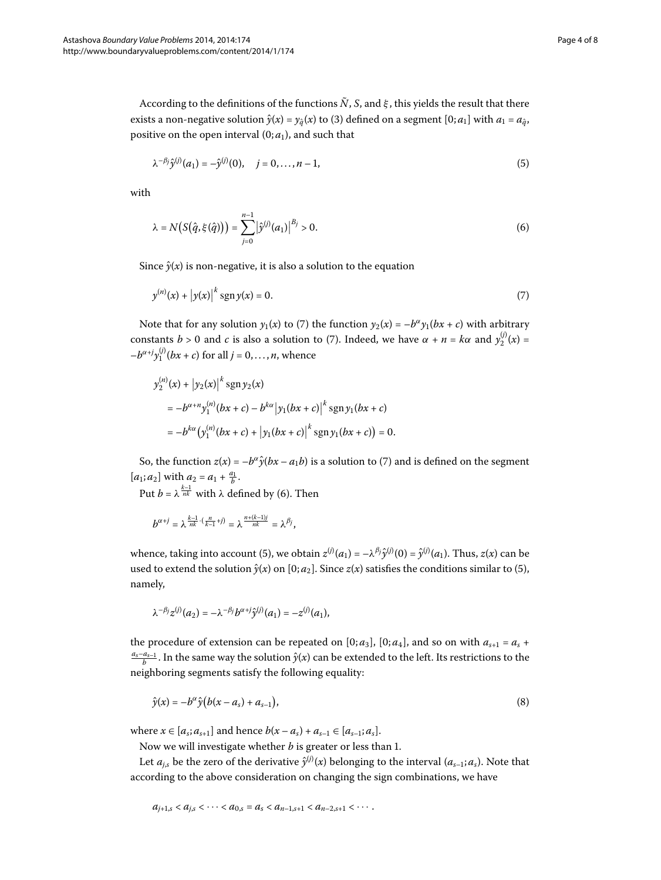According to the definitions of the functions $\tilde{N}$, $S$, and $\xi$, this yields the result that there exists a non-negative solution $\hat{y}(x) = y_{\hat{q}}(x)$ to (3) defined on a segment $[0; a_1]$ with $a_1 = a_{\hat{q}}$, positive on the open interval $(0; a_1)$, and such that

$$\lambda^{-\beta_j} \hat{y}^{(j)}(a_1) = -\hat{y}^{(j)}(0), \quad j = 0, \ldots, n-1, \tag{5}$$

with

$$\lambda = N\big(S(\hat{q}, \xi(\hat{q}))\big) = \sum_{j=0}^{n-1} \big|\hat{y}^{(j)}(a_1)\big|^{B_j} > 0. \tag{6}$$

Since $\hat{y}(x)$ is non-negative, it is also a solution to the equation

$$y^{(n)}(x) + \big|y(x)\big|^k \operatorname{sgn} y(x) = 0. \tag{7}$$

Note that for any solution $y_1(x)$ to (7) the function $y_2(x) = -b^{\alpha} y_1(bx + c)$ with arbitrary constants $b > 0$ and $c$ is also a solution to (7). Indeed, we have $\alpha + n = k\alpha$ and $y_2^{(j)}(x) = -b^{\alpha+j} y_1^{(j)}(bx + c)$ for all $j = 0, \ldots, n$, whence

$$\begin{aligned}
&y_2^{(n)}(x) + \big|y_2(x)\big|^k \operatorname{sgn} y_2(x) \\
&\quad = -b^{\alpha+n} y_1^{(n)}(bx + c) - b^{k\alpha} \big|y_1(bx + c)\big|^k \operatorname{sgn} y_1(bx + c) \\
&\quad = -b^{k\alpha} \big(y_1^{(n)}(bx + c) + \big|y_1(bx + c)\big|^k \operatorname{sgn} y_1(bx + c)\big) = 0.
\end{aligned}$$

So, the function $z(x) = -b^{\alpha} \hat{y}(bx - a_1 b)$ is a solution to (7) and is defined on the segment $[a_1; a_2]$ with $a_2 = a_1 + \frac{a_1}{b}$.

Put $b = \lambda^{\frac{k-1}{nk}}$ with $\lambda$ defined by (6). Then

$$b^{\alpha+j} = \lambda^{\frac{k-1}{nk} \cdot (\frac{n}{k-1} + j)} = \lambda^{\frac{n+(k-1)j}{nk}} = \lambda^{\beta_j},$$

whence, taking into account (5), we obtain $z^{(j)}(a_1) = -\lambda^{\beta_j} \hat{y}^{(j)}(0) = \hat{y}^{(j)}(a_1)$. Thus, $z(x)$ can be used to extend the solution $\hat{y}(x)$ on $[0; a_2]$. Since $z(x)$ satisfies the conditions similar to (5), namely,

$$\lambda^{-\beta_j} z^{(j)}(a_2) = -\lambda^{-\beta_j} b^{\alpha+j} \hat{y}^{(j)}(a_1) = -z^{(j)}(a_1),$$

the procedure of extension can be repeated on $[0; a_3]$, $[0; a_4]$, and so on with $a_{s+1} = a_s + \frac{a_s - a_{s-1}}{b}$. In the same way the solution $\hat{y}(x)$ can be extended to the left. Its restrictions to the neighboring segments satisfy the following equality:

$$\hat{y}(x) = -b^{\alpha} \hat{y}\big(b(x - a_s) + a_{s-1}\big), \tag{8}$$

where $x \in [a_s; a_{s+1}]$ and hence $b(x - a_s) + a_{s-1} \in [a_{s-1}; a_s]$.

Now we will investigate whether $b$ is greater or less than 1.

Let $a_{j,s}$ be the zero of the derivative $\hat{y}^{(j)}(x)$ belonging to the interval $(a_{s-1}; a_s)$. Note that according to the above consideration on changing the sign combinations, we have

$$a_{j+1,s} < a_{j,s} < \cdots < a_{0,s} = a_s < a_{n-1,s+1} < a_{n-2,s+1} < \cdots.$$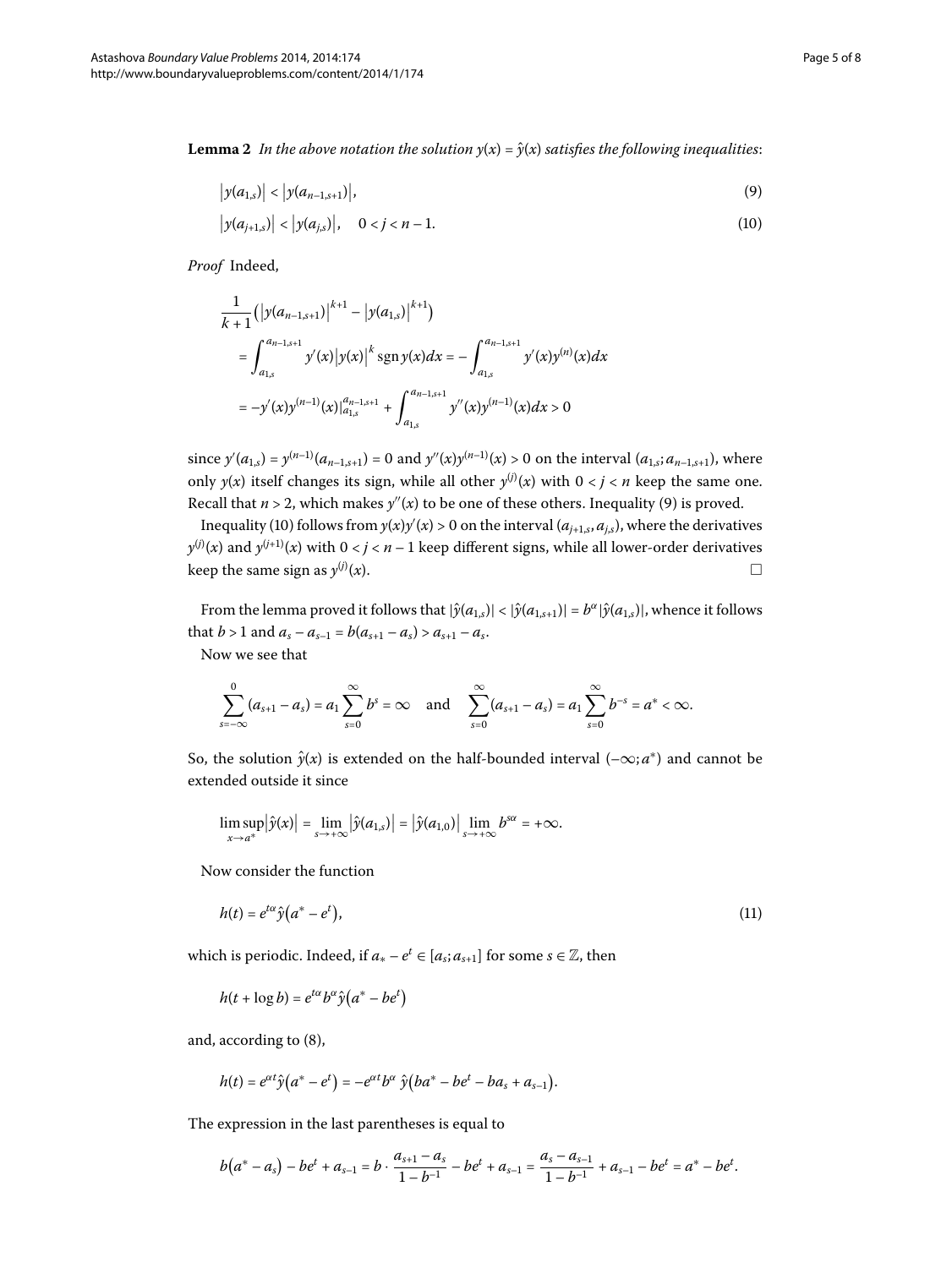**Lemma 2** *In the above notation the solution $y(x) = \hat{y}(x)$ satisfies the following inequalities*:

$$\left|y(a_{1,s})\right| < \left|y(a_{n-1,s+1})\right|, \tag{9}$$

$$\left|y(a_{j+1,s})\right| < \left|y(a_{j,s})\right|, \quad 0 < j < n-1. \tag{10}$$

*Proof* Indeed,

$$\begin{aligned}
&\frac{1}{k+1}\left(\left|y(a_{n-1,s+1})\right|^{k+1} - \left|y(a_{1,s})\right|^{k+1}\right) \\
&\quad = \int_{a_{1,s}}^{a_{n-1,s+1}} y'(x)\left|y(x)\right|^k \operatorname{sgn} y(x)\,dx = -\int_{a_{1,s}}^{a_{n-1,s+1}} y'(x)y^{(n)}(x)\,dx \\
&\quad = -y'(x)y^{(n-1)}(x)\Big|_{a_{1,s}}^{a_{n-1,s+1}} + \int_{a_{1,s}}^{a_{n-1,s+1}} y''(x)y^{(n-1)}(x)\,dx > 0
\end{aligned}$$

since $y'(a_{1,s}) = y^{(n-1)}(a_{n-1,s+1}) = 0$ and $y''(x)y^{(n-1)}(x) > 0$ on the interval $(a_{1,s}; a_{n-1,s+1})$, where only $y(x)$ itself changes its sign, while all other $y^{(j)}(x)$ with $0 < j < n$ keep the same one. Recall that $n > 2$, which makes $y''(x)$ to be one of these others. Inequality (9) is proved.

Inequality (10) follows from $y(x)y'(x) > 0$ on the interval $(a_{j+1,s}, a_{j,s})$, where the derivatives $y^{(j)}(x)$ and $y^{(j+1)}(x)$ with $0 < j < n-1$ keep different signs, while all lower-order derivatives keep the same sign as $y^{(j)}(x)$. □

From the lemma proved it follows that $|\hat{y}(a_{1,s})| < |\hat{y}(a_{1,s+1})| = b^{\alpha}|\hat{y}(a_{1,s})|$, whence it follows that $b > 1$ and $a_s - a_{s-1} = b(a_{s+1} - a_s) > a_{s+1} - a_s$.

Now we see that

$$\sum_{s=-\infty}^{0}(a_{s+1} - a_s) = a_1\sum_{s=0}^{\infty} b^s = \infty \quad \text{and} \quad \sum_{s=0}^{\infty}(a_{s+1} - a_s) = a_1\sum_{s=0}^{\infty} b^{-s} = a^* < \infty.$$

So, the solution $\hat{y}(x)$ is extended on the half-bounded interval $(-\infty; a^*)$ and cannot be extended outside it since

$$\limsup_{x\to a^*}\left|\hat{y}(x)\right| = \lim_{s\to+\infty}\left|\hat{y}(a_{1,s})\right| = \left|\hat{y}(a_{1,0})\right| \lim_{s\to+\infty} b^{s\alpha} = +\infty.$$

Now consider the function

$$h(t) = e^{t\alpha}\hat{y}\left(a^* - e^t\right), \tag{11}$$

which is periodic. Indeed, if $a_* - e^t \in [a_s; a_{s+1}]$ for some $s \in \mathbb{Z}$, then

$$h(t + \log b) = e^{t\alpha}b^{\alpha}\hat{y}\left(a^* - be^t\right)$$

and, according to (8),

$$h(t) = e^{\alpha t}\hat{y}\left(a^* - e^t\right) = -e^{\alpha t}b^{\alpha}\,\hat{y}\left(ba^* - be^t - ba_s + a_{s-1}\right).$$

The expression in the last parentheses is equal to

$$b\left(a^* - a_s\right) - be^t + a_{s-1} = b \cdot \frac{a_{s+1} - a_s}{1 - b^{-1}} - be^t + a_{s-1} = \frac{a_s - a_{s-1}}{1 - b^{-1}} + a_{s-1} - be^t = a^* - be^t.$$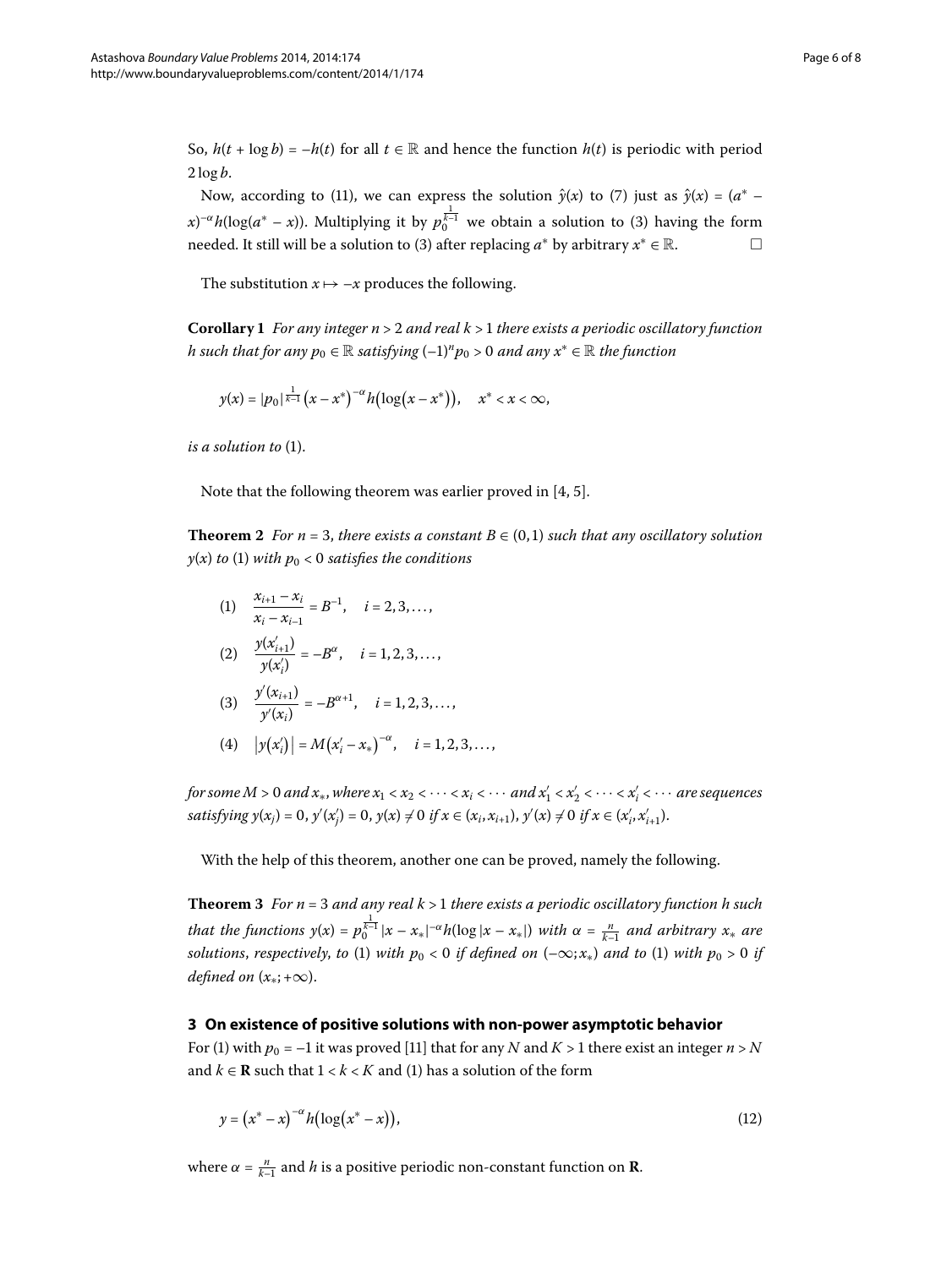So, $h(t + \log b) = -h(t)$ for all $t \in \mathbb{R}$ and hence the function $h(t)$ is periodic with period $2 \log b$.

Now, according to (11), we can express the solution $\hat{y}(x)$ to (7) just as $\hat{y}(x) = (a^* - x)^{-\alpha} h(\log(a^* - x))$. Multiplying it by $p_0^{\frac{1}{k-1}}$ we obtain a solution to (3) having the form needed. It still will be a solution to (3) after replacing $a^*$ by arbitrary $x^* \in \mathbb{R}$. □

The substitution $x \mapsto -x$ produces the following.

**Corollary 1** *For any integer $n > 2$ and real $k > 1$ there exists a periodic oscillatory function $h$ such that for any $p_0 \in \mathbb{R}$ satisfying $(-1)^n p_0 > 0$ and any $x^* \in \mathbb{R}$ the function*

$$y(x) = |p_0|^{\frac{1}{k-1}} \left(x - x^*\right)^{-\alpha} h\left(\log\left(x - x^*\right)\right), \quad x^* < x < \infty,$$

*is a solution to* (1).

Note that the following theorem was earlier proved in [4, 5].

**Theorem 2** *For $n = 3$, there exists a constant $B \in (0,1)$ such that any oscillatory solution $y(x)$ to* (1) *with $p_0 < 0$ satisfies the conditions*

$$(1) \quad \frac{x_{i+1} - x_i}{x_i - x_{i-1}} = B^{-1}, \quad i = 2, 3, \ldots,$$

$$(2) \quad \frac{y(x'_{i+1})}{y(x'_i)} = -B^{\alpha}, \quad i = 1, 2, 3, \ldots,$$

$$(3) \quad \frac{y'(x_{i+1})}{y'(x_i)} = -B^{\alpha+1}, \quad i = 1, 2, 3, \ldots,$$

$$(4) \quad \left|y\left(x'_i\right)\right| = M\left(x'_i - x_*\right)^{-\alpha}, \quad i = 1, 2, 3, \ldots,$$

*for some $M > 0$ and $x_*$, where $x_1 < x_2 < \cdots < x_i < \cdots$ and $x'_1 < x'_2 < \cdots < x'_i < \cdots$ are sequences satisfying $y(x_j) = 0$, $y'(x'_j) = 0$, $y(x) \neq 0$ if $x \in (x_i, x_{i+1})$, $y'(x) \neq 0$ if $x \in (x'_i, x'_{i+1})$.*

With the help of this theorem, another one can be proved, namely the following.

**Theorem 3** *For $n = 3$ and any real $k > 1$ there exists a periodic oscillatory function $h$ such that the functions $y(x) = p_0^{\frac{1}{k-1}} |x - x_*|^{-\alpha} h(\log|x - x_*|)$ with $\alpha = \frac{n}{k-1}$ and arbitrary $x_*$ are solutions, respectively, to* (1) *with $p_0 < 0$ if defined on $(-\infty; x_*)$ and to* (1) *with $p_0 > 0$ if defined on $(x_*; +\infty)$.*

## 3 On existence of positive solutions with non-power asymptotic behavior

For (1) with $p_0 = -1$ it was proved [11] that for any $N$ and $K > 1$ there exist an integer $n > N$ and $k \in \mathbf{R}$ such that $1 < k < K$ and (1) has a solution of the form

$$y = \left(x^* - x\right)^{-\alpha} h\left(\log\left(x^* - x\right)\right), \tag{12}$$

where $\alpha = \frac{n}{k-1}$ and $h$ is a positive periodic non-constant function on $\mathbf{R}$.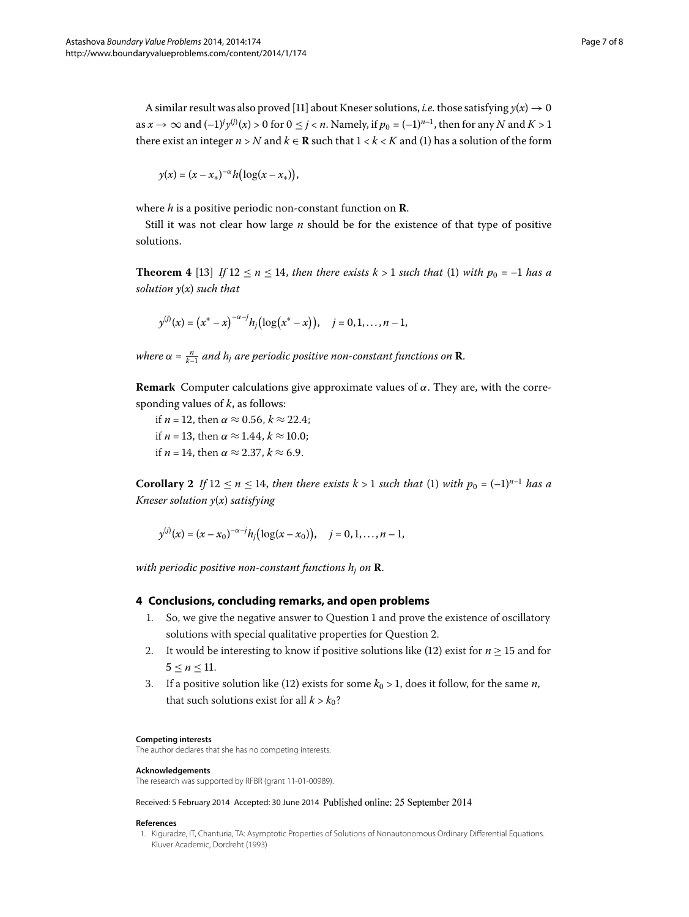A similar result was also proved [11] about Kneser solutions, *i.e.* those satisfying $y(x) \to 0$ as $x \to \infty$ and $(-1)^j y^{(j)}(x) > 0$ for $0 \le j < n$. Namely, if $p_0 = (-1)^{n-1}$, then for any $N$ and $K > 1$ there exist an integer $n > N$ and $k \in \mathbf{R}$ such that $1 < k < K$ and (1) has a solution of the form

$$y(x) = (x - x_*)^{-\alpha} h\bigl(\log(x - x_*)\bigr),$$

where $h$ is a positive periodic non-constant function on $\mathbf{R}$.

Still it was not clear how large $n$ should be for the existence of that type of positive solutions.

**Theorem 4** [13] *If $12 \le n \le 14$, then there exists $k > 1$ such that* (1) *with $p_0 = -1$ has a solution $y(x)$ such that*

$$y^{(j)}(x) = \bigl(x^* - x\bigr)^{-\alpha-j} h_j\bigl(\log\bigl(x^* - x\bigr)\bigr), \quad j = 0, 1, \ldots, n-1,$$

*where $\alpha = \frac{n}{k-1}$ and $h_j$ are periodic positive non-constant functions on $\mathbf{R}$.*

**Remark** Computer calculations give approximate values of $\alpha$. They are, with the corresponding values of $k$, as follows:

if $n = 12$, then $\alpha \approx 0.56$, $k \approx 22.4$;
if $n = 13$, then $\alpha \approx 1.44$, $k \approx 10.0$;
if $n = 14$, then $\alpha \approx 2.37$, $k \approx 6.9$.

**Corollary 2** *If $12 \le n \le 14$, then there exists $k > 1$ such that* (1) *with $p_0 = (-1)^{n-1}$ has a Kneser solution $y(x)$ satisfying*

$$y^{(j)}(x) = (x - x_0)^{-\alpha-j} h_j\bigl(\log(x - x_0)\bigr), \quad j = 0, 1, \ldots, n-1,$$

*with periodic positive non-constant functions $h_j$ on $\mathbf{R}$.*

## 4 Conclusions, concluding remarks, and open problems

1. So, we give the negative answer to Question 1 and prove the existence of oscillatory solutions with special qualitative properties for Question 2.
2. It would be interesting to know if positive solutions like (12) exist for $n \ge 15$ and for $5 \le n \le 11$.
3. If a positive solution like (12) exists for some $k_0 > 1$, does it follow, for the same $n$, that such solutions exist for all $k > k_0$?

**Competing interests**
The author declares that she has no competing interests.

**Acknowledgements**
The research was supported by RFBR (grant 11-01-00989).

Received: 5 February 2014 Accepted: 30 June 2014 Published online: 25 September 2014

**References**
1. Kiguradze, IT, Chanturia, TA: Asymptotic Properties of Solutions of Nonautonomous Ordinary Differential Equations. Kluver Academic, Dordreht (1993)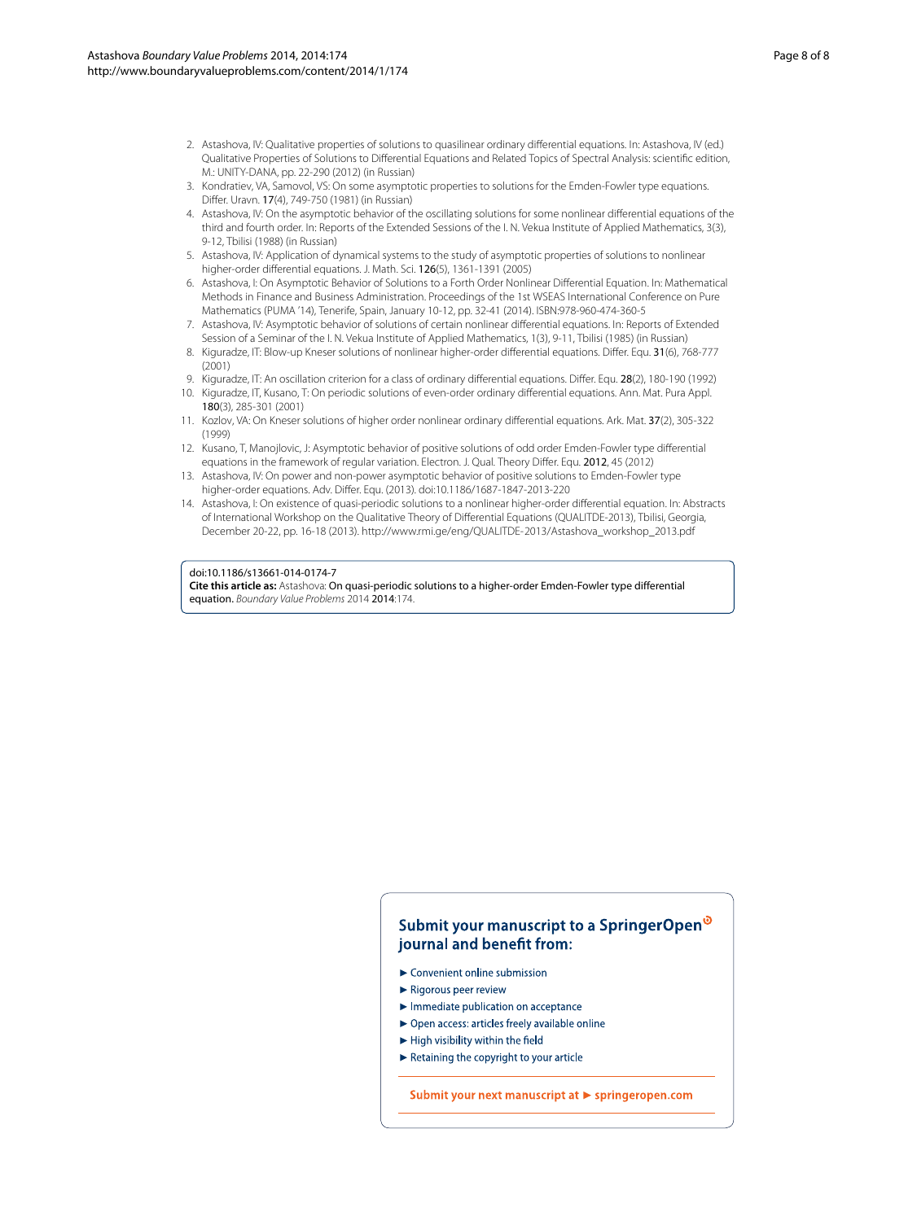2. Astashova, IV: Qualitative properties of solutions to quasilinear ordinary differential equations. In: Astashova, IV (ed.) Qualitative Properties of Solutions to Differential Equations and Related Topics of Spectral Analysis: scientific edition, M.: UNITY-DANA, pp. 22-290 (2012) (in Russian)
3. Kondratiev, VA, Samovol, VS: On some asymptotic properties to solutions for the Emden-Fowler type equations. Differ. Uravn. **17**(4), 749-750 (1981) (in Russian)
4. Astashova, IV: On the asymptotic behavior of the oscillating solutions for some nonlinear differential equations of the third and fourth order. In: Reports of the Extended Sessions of the I. N. Vekua Institute of Applied Mathematics, 3(3), 9-12, Tbilisi (1988) (in Russian)
5. Astashova, IV: Application of dynamical systems to the study of asymptotic properties of solutions to nonlinear higher-order differential equations. J. Math. Sci. **126**(5), 1361-1391 (2005)
6. Astashova, I: On Asymptotic Behavior of Solutions to a Forth Order Nonlinear Differential Equation. In: Mathematical Methods in Finance and Business Administration. Proceedings of the 1st WSEAS International Conference on Pure Mathematics (PUMA '14), Tenerife, Spain, January 10-12, pp. 32-41 (2014). ISBN:978-960-474-360-5
7. Astashova, IV: Asymptotic behavior of solutions of certain nonlinear differential equations. In: Reports of Extended Session of a Seminar of the I. N. Vekua Institute of Applied Mathematics, 1(3), 9-11, Tbilisi (1985) (in Russian)
8. Kiguradze, IT: Blow-up Kneser solutions of nonlinear higher-order differential equations. Differ. Equ. **31**(6), 768-777 (2001)
9. Kiguradze, IT: An oscillation criterion for a class of ordinary differential equations. Differ. Equ. **28**(2), 180-190 (1992)
10. Kiguradze, IT, Kusano, T: On periodic solutions of even-order ordinary differential equations. Ann. Mat. Pura Appl. **180**(3), 285-301 (2001)
11. Kozlov, VA: On Kneser solutions of higher order nonlinear ordinary differential equations. Ark. Mat. **37**(2), 305-322 (1999)
12. Kusano, T, Manojlovic, J: Asymptotic behavior of positive solutions of odd order Emden-Fowler type differential equations in the framework of regular variation. Electron. J. Qual. Theory Differ. Equ. **2012**, 45 (2012)
13. Astashova, IV: On power and non-power asymptotic behavior of positive solutions to Emden-Fowler type higher-order equations. Adv. Differ. Equ. (2013). doi:10.1186/1687-1847-2013-220
14. Astashova, I: On existence of quasi-periodic solutions to a nonlinear higher-order differential equation. In: Abstracts of International Workshop on the Qualitative Theory of Differential Equations (QUALITDE-2013), Tbilisi, Georgia, December 20-22, pp. 16-18 (2013). http://www.rmi.ge/eng/QUALITDE-2013/Astashova_workshop_2013.pdf

doi:10.1186/s13661-014-0174-7

**Cite this article as:** Astashova: On quasi-periodic solutions to a higher-order Emden-Fowler type differential equation. *Boundary Value Problems* 2014 **2014**:174.

**Submit your manuscript to a SpringerOpen journal and benefit from:**

- ► Convenient online submission
- ► Rigorous peer review
- ► Immediate publication on acceptance
- ► Open access: articles freely available online
- ► High visibility within the field
- ► Retaining the copyright to your article

**Submit your next manuscript at ► springeropen.com**